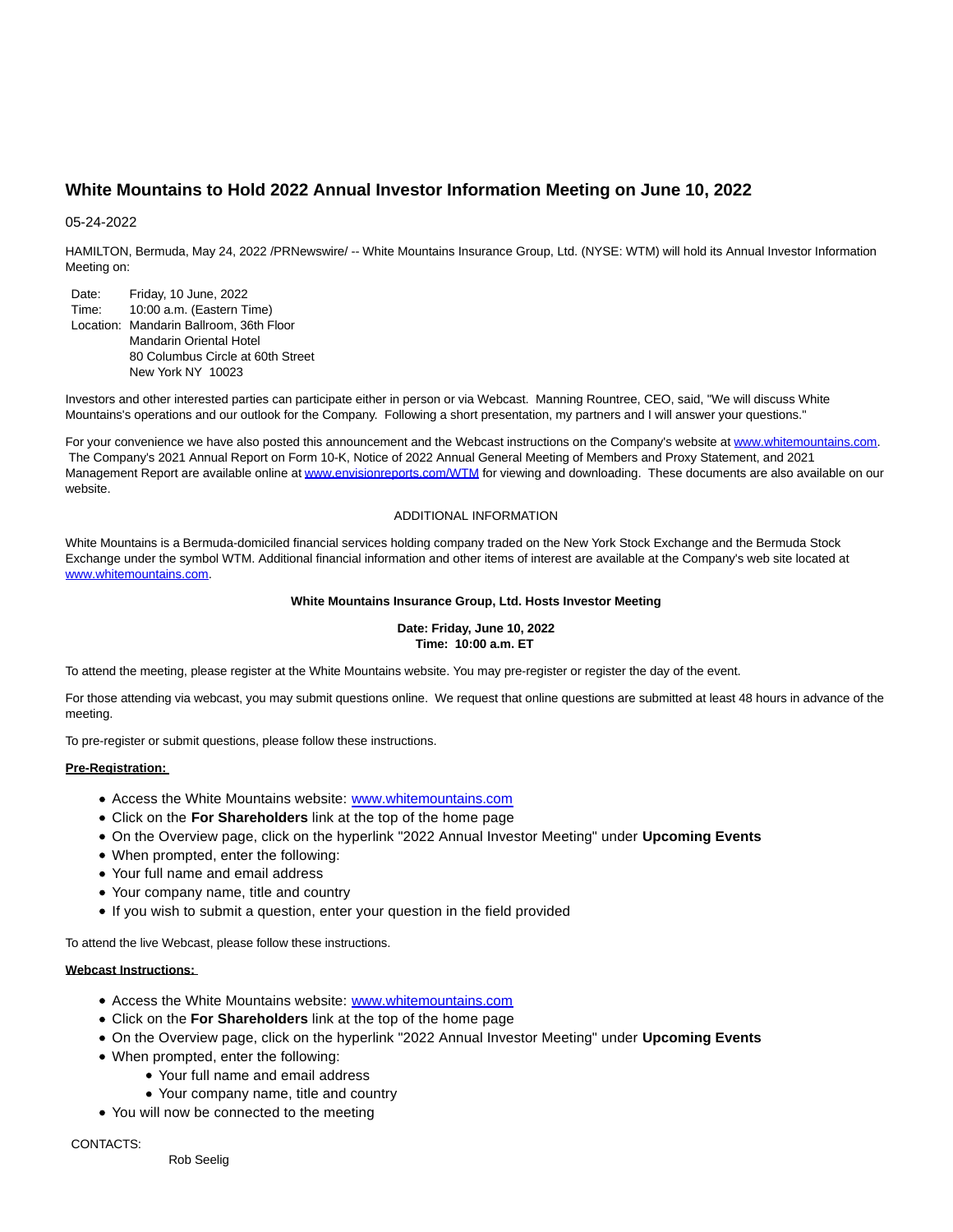# White Mountains to Hold 2022 Annual Investor Information Meeting on June 10, 2022

05-24-2022

HAMILTON, Bermuda, May 24, 2022 /PRNewswire/ -- White Mountains Insurance Group, Ltd. (NYSE: WTM) will hold its Annual Investor Information Meeting on:

| | |
|---|---|
| Date: | Friday, 10 June, 2022 |
| Time: | 10:00 a.m. (Eastern Time) |
| Location: | Mandarin Ballroom, 36th Floor<br>Mandarin Oriental Hotel<br>80 Columbus Circle at 60th Street<br>New York NY  10023 |

Investors and other interested parties can participate either in person or via Webcast.  Manning Rountree, CEO, said, "We will discuss White Mountains's operations and our outlook for the Company.  Following a short presentation, my partners and I will answer your questions."

For your convenience we have also posted this announcement and the Webcast instructions on the Company's website at www.whitemountains.com.  The Company's 2021 Annual Report on Form 10-K, Notice of 2022 Annual General Meeting of Members and Proxy Statement, and 2021 Management Report are available online at www.envisionreports.com/WTM for viewing and downloading.  These documents are also available on our website.

ADDITIONAL INFORMATION

White Mountains is a Bermuda-domiciled financial services holding company traded on the New York Stock Exchange and the Bermuda Stock Exchange under the symbol WTM. Additional financial information and other items of interest are available at the Company's web site located at www.whitemountains.com.

**White Mountains Insurance Group, Ltd. Hosts Investor Meeting**

**Date: Friday, June 10, 2022**
**Time:  10:00 a.m. ET**

To attend the meeting, please register at the White Mountains website. You may pre-register or register the day of the event.

For those attending via webcast, you may submit questions online.  We request that online questions are submitted at least 48 hours in advance of the meeting.

To pre-register or submit questions, please follow these instructions.

**Pre-Registration:**

- Access the White Mountains website: www.whitemountains.com
- Click on the **For Shareholders** link at the top of the home page
- On the Overview page, click on the hyperlink "2022 Annual Investor Meeting" under **Upcoming Events**
- When prompted, enter the following:
- Your full name and email address
- Your company name, title and country
- If you wish to submit a question, enter your question in the field provided

To attend the live Webcast, please follow these instructions.

**Webcast Instructions:**

- Access the White Mountains website: www.whitemountains.com
- Click on the **For Shareholders** link at the top of the home page
- On the Overview page, click on the hyperlink "2022 Annual Investor Meeting" under **Upcoming Events**
- When prompted, enter the following:
  - Your full name and email address
  - Your company name, title and country
- You will now be connected to the meeting

CONTACTS:

Rob Seelig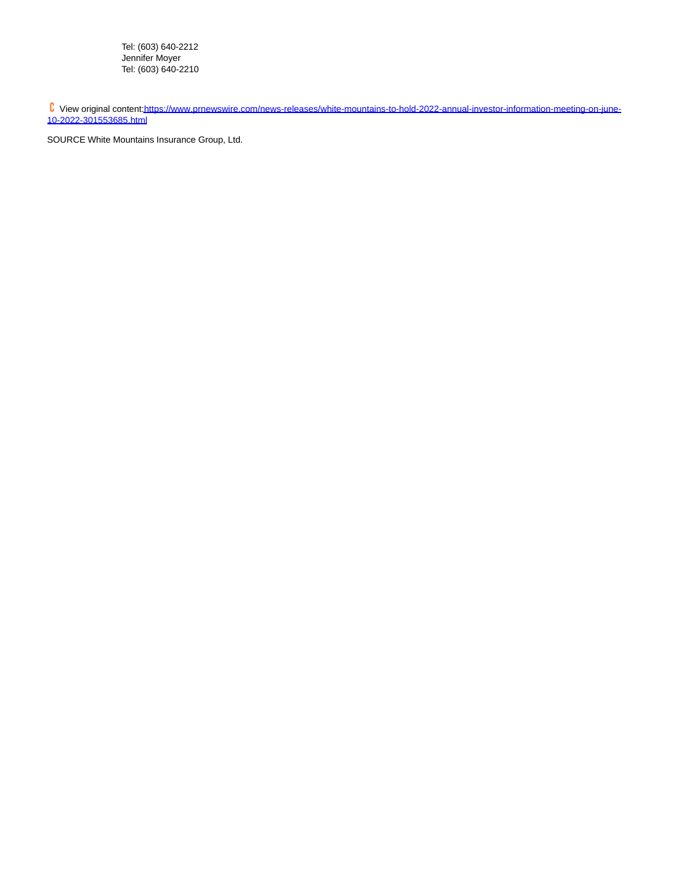Tel: (603) 640-2212
Jennifer Moyer
Tel: (603) 640-2210

View original content:https://www.prnewswire.com/news-releases/white-mountains-to-hold-2022-annual-investor-information-meeting-on-june-10-2022-301553685.html

SOURCE White Mountains Insurance Group, Ltd.